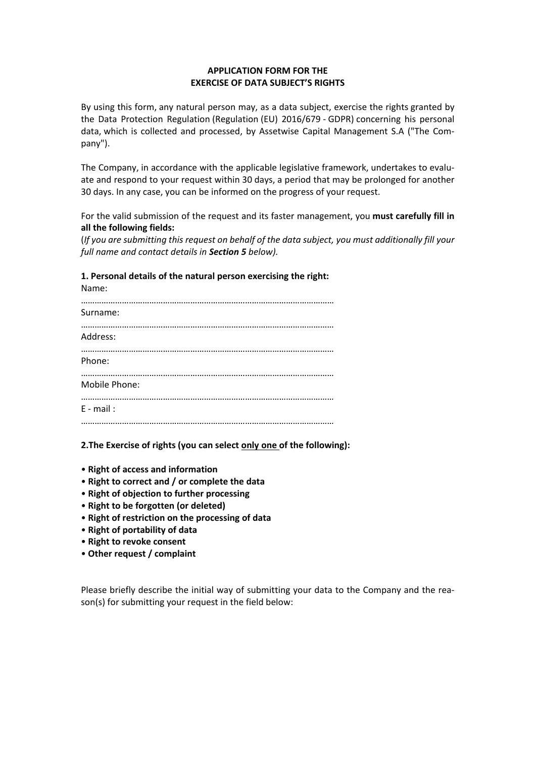**APPLICATION FORM FOR THE EXERCISE OF DATA SUBJECT'S RIGHTS**

By using this form, any natural person may, as a data subject, exercise the rights granted by the Data Protection Regulation (Regulation (EU) 2016/679 - GDPR) concerning his personal data, which is collected and processed, by Assetwise Capital Management S.A ("The Company").

The Company, in accordance with the applicable legislative framework, undertakes to evaluate and respond to your request within 30 days, a period that may be prolonged for another 30 days. In any case, you can be informed on the progress of your request.

For the valid submission of the request and its faster management, you **must carefully fill in all the following fields:**

(*If you are submitting this request on behalf of the data subject, you must additionally fill your full name and contact details in **Section 5** below).*

**1. Personal details of the natural person exercising the right:**

Name:

…………………………………………………………………………………………………

Surname:

…………………………………………………………………………………………………

Address:

…………………………………………………………………………………………………

Phone:

…………………………………………………………………………………………………

Mobile Phone:

…………………………………………………………………………………………………

E - mail :

…………………………………………………………………………………………………

**2.The Exercise of rights (you can select <u>only one</u> of the following):**

- **Right of access and information**
- **Right to correct and / or complete the data**
- **Right of objection to further processing**
- **Right to be forgotten (or deleted)**
- **Right of restriction on the processing of data**
- **Right of portability of data**
- **Right to revoke consent**
- **Other request / complaint**

Please briefly describe the initial way of submitting your data to the Company and the reason(s) for submitting your request in the field below: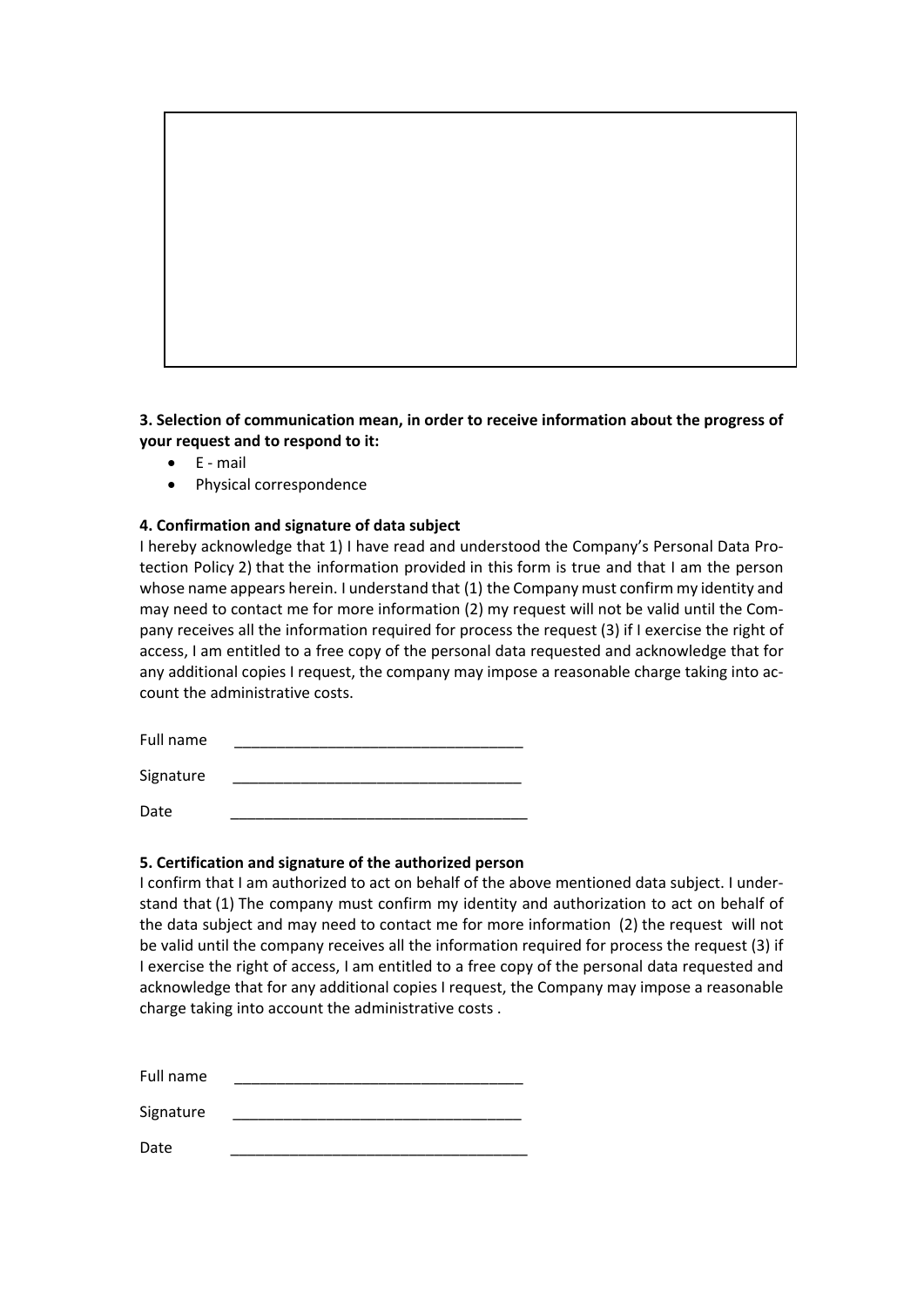**3. Selection of communication mean, in order to receive information about the progress of your request and to respond to it:**

- E - mail
- Physical correspondence

**4. Confirmation and signature of data subject**

I hereby acknowledge that 1) I have read and understood the Company's Personal Data Protection Policy 2) that the information provided in this form is true and that I am the person whose name appears herein. I understand that (1) the Company must confirm my identity and may need to contact me for more information (2) my request will not be valid until the Company receives all the information required for process the request (3) if I exercise the right of access, I am entitled to a free copy of the personal data requested and acknowledge that for any additional copies I request, the company may impose a reasonable charge taking into account the administrative costs.

Full name ___________________________________

Signature ___________________________________

Date ___________________________________

**5. Certification and signature of the authorized person**

I confirm that I am authorized to act on behalf of the above mentioned data subject. I understand that (1) The company must confirm my identity and authorization to act on behalf of the data subject and may need to contact me for more information (2) the request will not be valid until the company receives all the information required for process the request (3) if I exercise the right of access, I am entitled to a free copy of the personal data requested and acknowledge that for any additional copies I request, the Company may impose a reasonable charge taking into account the administrative costs .

Full name ___________________________________

Signature ___________________________________

Date ___________________________________